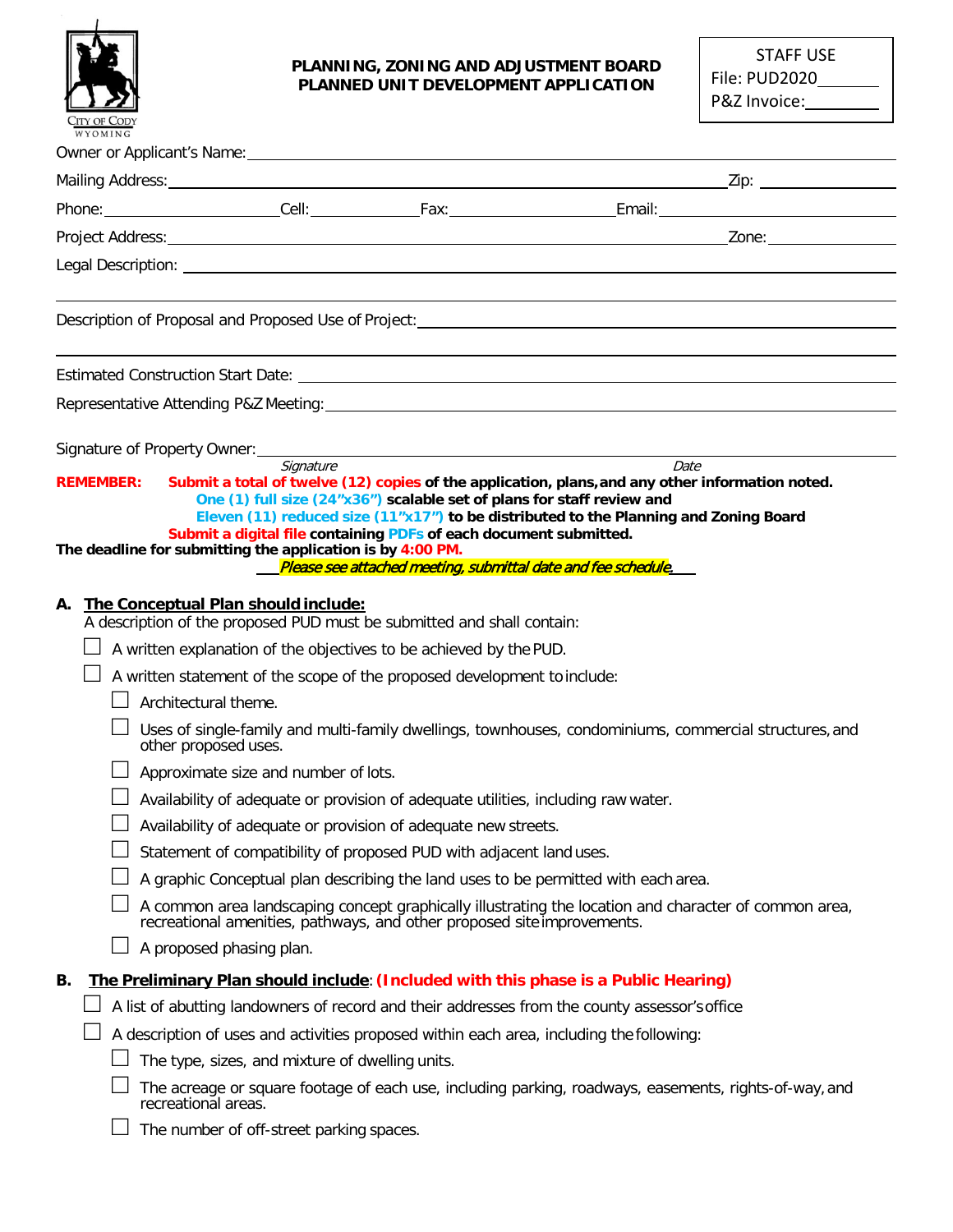City of Cody
WYOMING

**PLANNING, ZONING AND ADJUSTMENT BOARD**
**PLANNED UNIT DEVELOPMENT APPLICATION**

STAFF USE
File: PUD2020_______
P&Z Invoice:________

Owner or Applicant's Name: ____________________________________________

Mailing Address: ____________________________________________ Zip: ______________

Phone: ______________ Cell: ______________ Fax: ______________ Email: ______________

Project Address: ____________________________________________ Zone: ______________

Legal Description: ____________________________________________

____________________________________________

Description of Proposal and Proposed Use of Project: ____________________________________________

____________________________________________

Estimated Construction Start Date: ____________________________________________

Representative Attending P&Z Meeting: ____________________________________________

Signature of Property Owner: ____________________________________________
Signature                                                                  Date

**REMEMBER:** **Submit a total of twelve (12) copies of the application, plans, and any other information noted.**
**One (1) full size (24"x36") scalable set of plans for staff review and**
**Eleven (11) reduced size (11"x17") to be distributed to the Planning and Zoning Board**
**Submit a digital file containing PDFs of each document submitted.**
**The deadline for submitting the application is by 4:00 PM.**

***Please see attached meeting, submittal date and fee schedule.***

**A. The Conceptual Plan should include:**

A description of the proposed PUD must be submitted and shall contain:

- ☐ A written explanation of the objectives to be achieved by the PUD.
- ☐ A written statement of the scope of the proposed development to include:
  - ☐ Architectural theme.
  - ☐ Uses of single-family and multi-family dwellings, townhouses, condominiums, commercial structures, and other proposed uses.
  - ☐ Approximate size and number of lots.
  - ☐ Availability of adequate or provision of adequate utilities, including raw water.
  - ☐ Availability of adequate or provision of adequate new streets.
  - ☐ Statement of compatibility of proposed PUD with adjacent land uses.
  - ☐ A graphic Conceptual plan describing the land uses to be permitted with each area.
  - ☐ A common area landscaping concept graphically illustrating the location and character of common area, recreational amenities, pathways, and other proposed site improvements.
  - ☐ A proposed phasing plan.

**B. The Preliminary Plan should include: (Included with this phase is a Public Hearing)**

- ☐ A list of abutting landowners of record and their addresses from the county assessor's office
- ☐ A description of uses and activities proposed within each area, including the following:
  - ☐ The type, sizes, and mixture of dwelling units.
  - ☐ The acreage or square footage of each use, including parking, roadways, easements, rights-of-way, and recreational areas.
  - ☐ The number of off-street parking spaces.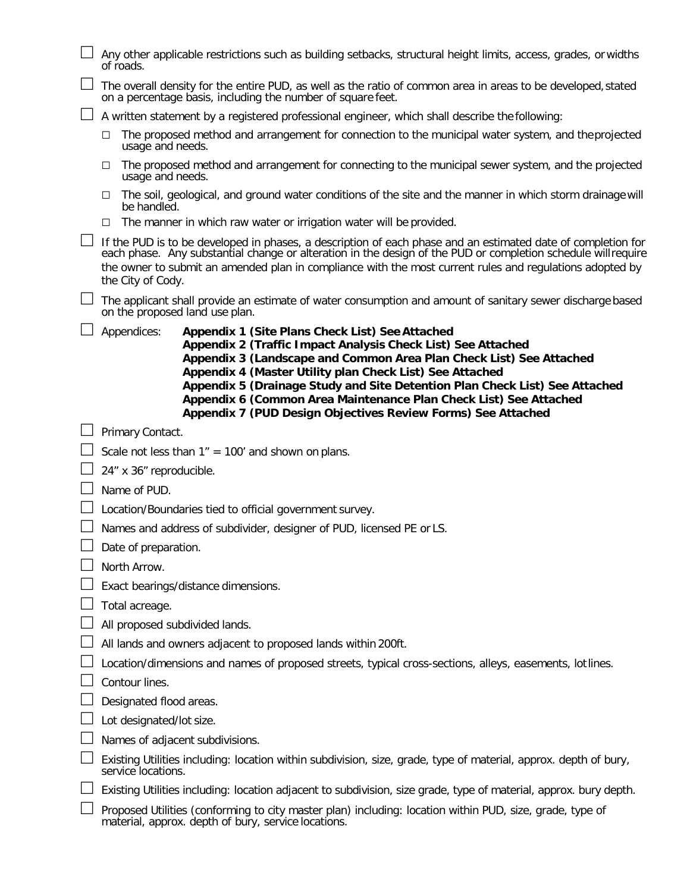- [ ] Any other applicable restrictions such as building setbacks, structural height limits, access, grades, or widths of roads.
- [ ] The overall density for the entire PUD, as well as the ratio of common area in areas to be developed, stated on a percentage basis, including the number of square feet.
- [ ] A written statement by a registered professional engineer, which shall describe the following:
  - [ ] The proposed method and arrangement for connection to the municipal water system, and the projected usage and needs.
  - [ ] The proposed method and arrangement for connecting to the municipal sewer system, and the projected usage and needs.
  - [ ] The soil, geological, and ground water conditions of the site and the manner in which storm drainage will be handled.
  - [ ] The manner in which raw water or irrigation water will be provided.
- [ ] If the PUD is to be developed in phases, a description of each phase and an estimated date of completion for each phase. Any substantial change or alteration in the design of the PUD or completion schedule will require the owner to submit an amended plan in compliance with the most current rules and regulations adopted by the City of Cody.
- [ ] The applicant shall provide an estimate of water consumption and amount of sanitary sewer discharge based on the proposed land use plan.
- [ ] Appendices:
  **Appendix 1 (Site Plans Check List) See Attached**
  **Appendix 2 (Traffic Impact Analysis Check List) See Attached**
  **Appendix 3 (Landscape and Common Area Plan Check List) See Attached**
  **Appendix 4 (Master Utility plan Check List) See Attached**
  **Appendix 5 (Drainage Study and Site Detention Plan Check List) See Attached**
  **Appendix 6 (Common Area Maintenance Plan Check List) See Attached**
  **Appendix 7 (PUD Design Objectives Review Forms) See Attached**
- [ ] Primary Contact.
- [ ] Scale not less than 1" = 100' and shown on plans.
- [ ] 24" x 36" reproducible.
- [ ] Name of PUD.
- [ ] Location/Boundaries tied to official government survey.
- [ ] Names and address of subdivider, designer of PUD, licensed PE or LS.
- [ ] Date of preparation.
- [ ] North Arrow.
- [ ] Exact bearings/distance dimensions.
- [ ] Total acreage.
- [ ] All proposed subdivided lands.
- [ ] All lands and owners adjacent to proposed lands within 200ft.
- [ ] Location/dimensions and names of proposed streets, typical cross-sections, alleys, easements, lot lines.
- [ ] Contour lines.
- [ ] Designated flood areas.
- [ ] Lot designated/lot size.
- [ ] Names of adjacent subdivisions.
- [ ] Existing Utilities including: location within subdivision, size, grade, type of material, approx. depth of bury, service locations.
- [ ] Existing Utilities including: location adjacent to subdivision, size grade, type of material, approx. bury depth.
- [ ] Proposed Utilities (conforming to city master plan) including: location within PUD, size, grade, type of material, approx. depth of bury, service locations.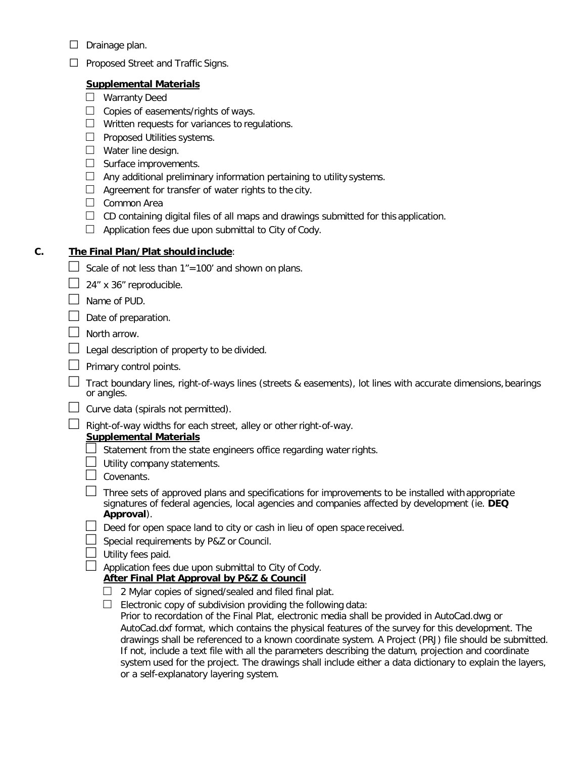- ☐ Drainage plan.
- ☐ Proposed Street and Traffic Signs.

**Supplemental Materials**

- ☐ Warranty Deed
- ☐ Copies of easements/rights of ways.
- ☐ Written requests for variances to regulations.
- ☐ Proposed Utilities systems.
- ☐ Water line design.
- ☐ Surface improvements.
- ☐ Any additional preliminary information pertaining to utility systems.
- ☐ Agreement for transfer of water rights to the city.
- ☐ Common Area
- ☐ CD containing digital files of all maps and drawings submitted for this application.
- ☐ Application fees due upon submittal to City of Cody.

**C. The Final Plan/Plat should include:**

- ☐ Scale of not less than 1"=100' and shown on plans.
- ☐ 24" x 36" reproducible.
- ☐ Name of PUD.
- ☐ Date of preparation.
- ☐ North arrow.
- ☐ Legal description of property to be divided.
- ☐ Primary control points.
- ☐ Tract boundary lines, right-of-ways lines (streets & easements), lot lines with accurate dimensions, bearings or angles.
- ☐ Curve data (spirals not permitted).
- ☐ Right-of-way widths for each street, alley or other right-of-way.

**Supplemental Materials**

- ☐ Statement from the state engineers office regarding water rights.
- ☐ Utility company statements.
- ☐ Covenants.
- ☐ Three sets of approved plans and specifications for improvements to be installed with appropriate signatures of federal agencies, local agencies and companies affected by development (ie. **DEQ Approval**).
- ☐ Deed for open space land to city or cash in lieu of open space received.
- ☐ Special requirements by P&Z or Council.
- ☐ Utility fees paid.
- ☐ Application fees due upon submittal to City of Cody.

**After Final Plat Approval by P&Z & Council**

- ☐ 2 Mylar copies of signed/sealed and filed final plat.
- ☐ Electronic copy of subdivision providing the following data:
  Prior to recordation of the Final Plat, electronic media shall be provided in AutoCad.dwg or AutoCad.dxf format, which contains the physical features of the survey for this development. The drawings shall be referenced to a known coordinate system. A Project (PRJ) file should be submitted. If not, include a text file with all the parameters describing the datum, projection and coordinate system used for the project. The drawings shall include either a data dictionary to explain the layers, or a self-explanatory layering system.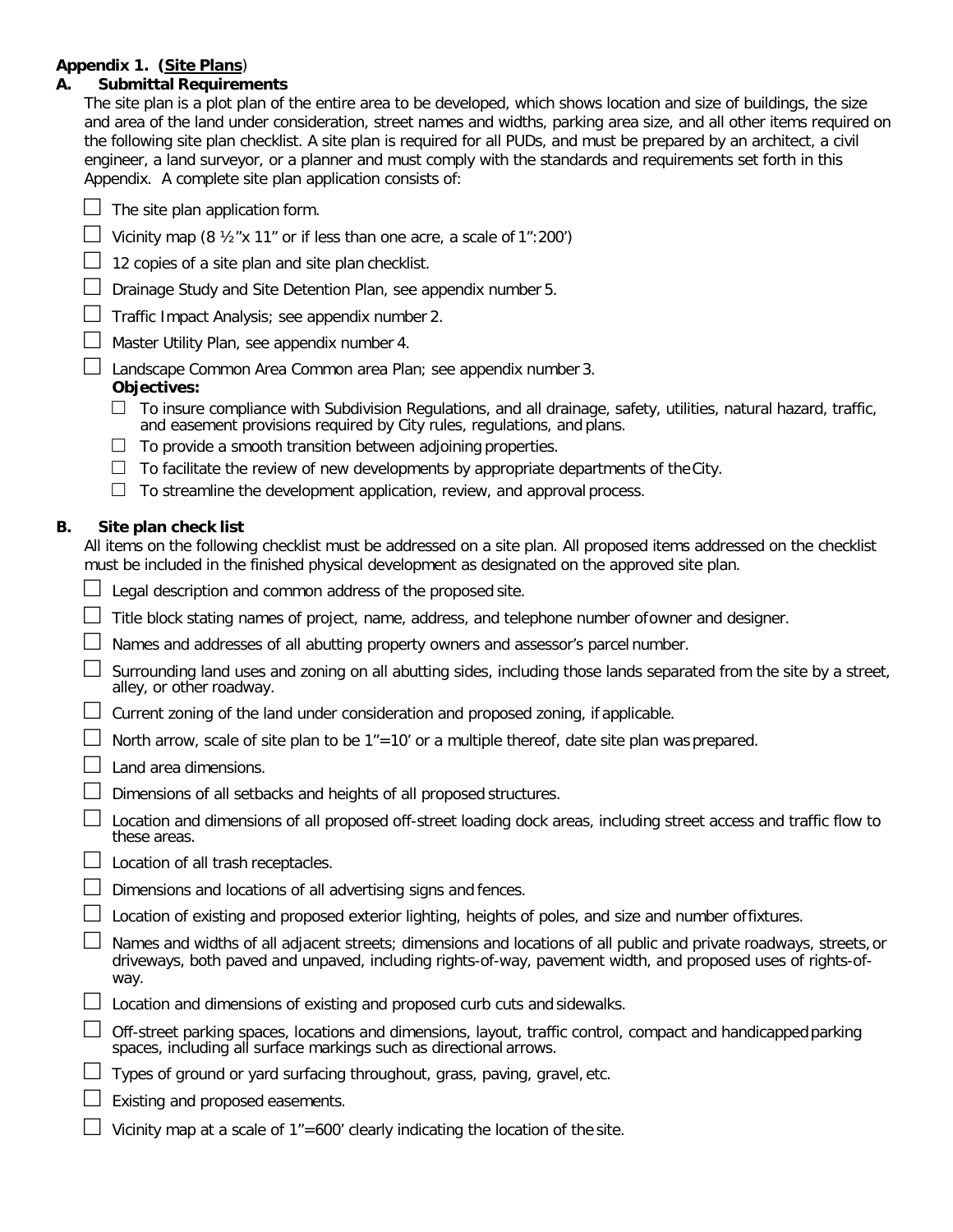**Appendix 1. (<u>Site Plans</u>)**

**A. Submittal Requirements**

The site plan is a plot plan of the entire area to be developed, which shows location and size of buildings, the size and area of the land under consideration, street names and widths, parking area size, and all other items required on the following site plan checklist. A site plan is required for all PUDs, and must be prepared by an architect, a civil engineer, a land surveyor, or a planner and must comply with the standards and requirements set forth in this Appendix. A complete site plan application consists of:

- ☐ The site plan application form.
- ☐ Vicinity map (8 ½"x 11" or if less than one acre, a scale of 1":200')
- ☐ 12 copies of a site plan and site plan checklist.
- ☐ Drainage Study and Site Detention Plan, see appendix number 5.
- ☐ Traffic Impact Analysis; see appendix number 2.
- ☐ Master Utility Plan, see appendix number 4.
- ☐ Landscape Common Area Common area Plan; see appendix number 3.

  **Objectives:**

  - ☐ To insure compliance with Subdivision Regulations, and all drainage, safety, utilities, natural hazard, traffic, and easement provisions required by City rules, regulations, and plans.
  - ☐ To provide a smooth transition between adjoining properties.
  - ☐ To facilitate the review of new developments by appropriate departments of the City.
  - ☐ To streamline the development application, review, and approval process.

**B. Site plan check list**

All items on the following checklist must be addressed on a site plan. All proposed items addressed on the checklist must be included in the finished physical development as designated on the approved site plan.

- ☐ Legal description and common address of the proposed site.
- ☐ Title block stating names of project, name, address, and telephone number of owner and designer.
- ☐ Names and addresses of all abutting property owners and assessor's parcel number.
- ☐ Surrounding land uses and zoning on all abutting sides, including those lands separated from the site by a street, alley, or other roadway.
- ☐ Current zoning of the land under consideration and proposed zoning, if applicable.
- ☐ North arrow, scale of site plan to be 1"=10' or a multiple thereof, date site plan was prepared.
- ☐ Land area dimensions.
- ☐ Dimensions of all setbacks and heights of all proposed structures.
- ☐ Location and dimensions of all proposed off-street loading dock areas, including street access and traffic flow to these areas.
- ☐ Location of all trash receptacles.
- ☐ Dimensions and locations of all advertising signs and fences.
- ☐ Location of existing and proposed exterior lighting, heights of poles, and size and number of fixtures.
- ☐ Names and widths of all adjacent streets; dimensions and locations of all public and private roadways, streets, or driveways, both paved and unpaved, including rights-of-way, pavement width, and proposed uses of rights-of-way.
- ☐ Location and dimensions of existing and proposed curb cuts and sidewalks.
- ☐ Off-street parking spaces, locations and dimensions, layout, traffic control, compact and handicapped parking spaces, including all surface markings such as directional arrows.
- ☐ Types of ground or yard surfacing throughout, grass, paving, gravel, etc.
- ☐ Existing and proposed easements.
- ☐ Vicinity map at a scale of 1"=600' clearly indicating the location of the site.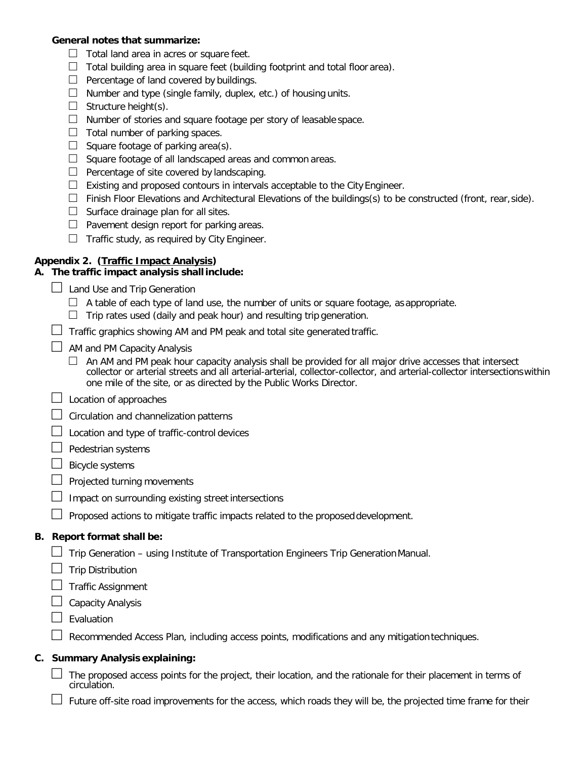**General notes that summarize:**

- ☐ Total land area in acres or square feet.
- ☐ Total building area in square feet (building footprint and total floor area).
- ☐ Percentage of land covered by buildings.
- ☐ Number and type (single family, duplex, etc.) of housing units.
- ☐ Structure height(s).
- ☐ Number of stories and square footage per story of leasable space.
- ☐ Total number of parking spaces.
- ☐ Square footage of parking area(s).
- ☐ Square footage of all landscaped areas and common areas.
- ☐ Percentage of site covered by landscaping.
- ☐ Existing and proposed contours in intervals acceptable to the City Engineer.
- ☐ Finish Floor Elevations and Architectural Elevations of the buildings(s) to be constructed (front, rear, side).
- ☐ Surface drainage plan for all sites.
- ☐ Pavement design report for parking areas.
- ☐ Traffic study, as required by City Engineer.

## Appendix 2. (<u>Traffic Impact Analysis</u>)

### A. The traffic impact analysis shall include:

- ☐ Land Use and Trip Generation
  - ☐ A table of each type of land use, the number of units or square footage, as appropriate.
  - ☐ Trip rates used (daily and peak hour) and resulting trip generation.
- ☐ Traffic graphics showing AM and PM peak and total site generated traffic.
- ☐ AM and PM Capacity Analysis
  - ☐ An AM and PM peak hour capacity analysis shall be provided for all major drive accesses that intersect collector or arterial streets and all arterial-arterial, collector-collector, and arterial-collector intersections within one mile of the site, or as directed by the Public Works Director.
- ☐ Location of approaches
- ☐ Circulation and channelization patterns
- ☐ Location and type of traffic-control devices
- ☐ Pedestrian systems
- ☐ Bicycle systems
- ☐ Projected turning movements
- ☐ Impact on surrounding existing street intersections
- ☐ Proposed actions to mitigate traffic impacts related to the proposed development.

### B. Report format shall be:

- ☐ Trip Generation – using Institute of Transportation Engineers Trip Generation Manual.
- ☐ Trip Distribution
- ☐ Traffic Assignment
- ☐ Capacity Analysis
- ☐ Evaluation
- ☐ Recommended Access Plan, including access points, modifications and any mitigation techniques.

### C. Summary Analysis explaining:

- ☐ The proposed access points for the project, their location, and the rationale for their placement in terms of circulation.
- ☐ Future off-site road improvements for the access, which roads they will be, the projected time frame for their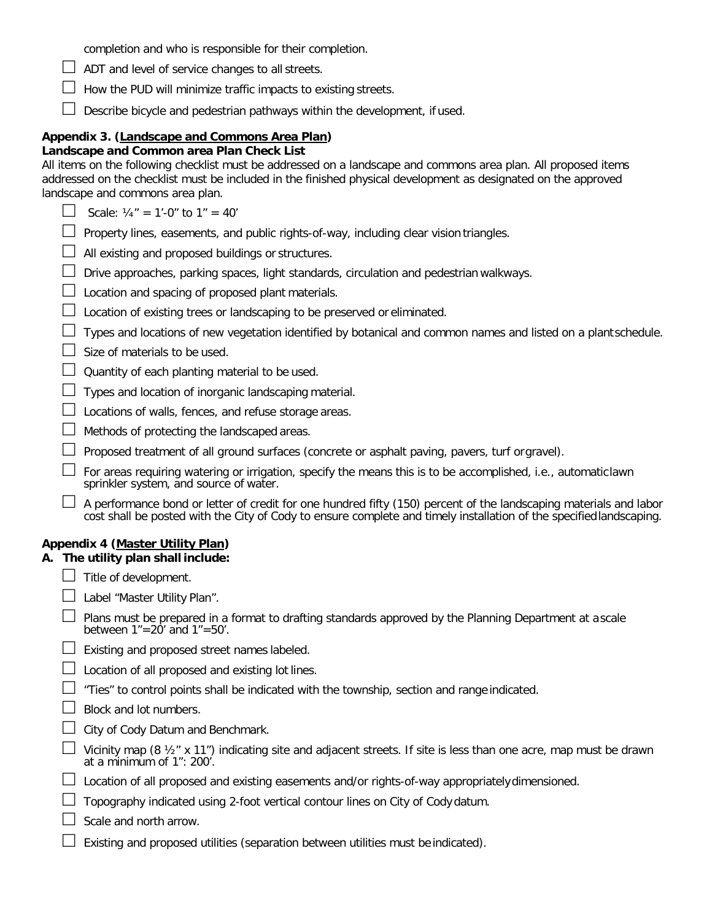completion and who is responsible for their completion.

- ☐ ADT and level of service changes to all streets.
- ☐ How the PUD will minimize traffic impacts to existing streets.
- ☐ Describe bicycle and pedestrian pathways within the development, if used.

**Appendix 3. (Landscape and Commons Area Plan)**
**Landscape and Common area Plan Check List**

All items on the following checklist must be addressed on a landscape and commons area plan. All proposed items addressed on the checklist must be included in the finished physical development as designated on the approved landscape and commons area plan.

- ☐ Scale: ¼" = 1'-0" to 1" = 40'
- ☐ Property lines, easements, and public rights-of-way, including clear vision triangles.
- ☐ All existing and proposed buildings or structures.
- ☐ Drive approaches, parking spaces, light standards, circulation and pedestrian walkways.
- ☐ Location and spacing of proposed plant materials.
- ☐ Location of existing trees or landscaping to be preserved or eliminated.
- ☐ Types and locations of new vegetation identified by botanical and common names and listed on a plant schedule.
- ☐ Size of materials to be used.
- ☐ Quantity of each planting material to be used.
- ☐ Types and location of inorganic landscaping material.
- ☐ Locations of walls, fences, and refuse storage areas.
- ☐ Methods of protecting the landscaped areas.
- ☐ Proposed treatment of all ground surfaces (concrete or asphalt paving, pavers, turf or gravel).
- ☐ For areas requiring watering or irrigation, specify the means this is to be accomplished, i.e., automatic lawn sprinkler system, and source of water.
- ☐ A performance bond or letter of credit for one hundred fifty (150) percent of the landscaping materials and labor cost shall be posted with the City of Cody to ensure complete and timely installation of the specified landscaping.

**Appendix 4 (Master Utility Plan)**

**A. The utility plan shall include:**

- ☐ Title of development.
- ☐ Label "Master Utility Plan".
- ☐ Plans must be prepared in a format to drafting standards approved by the Planning Department at a scale between 1"=20' and 1"=50'.
- ☐ Existing and proposed street names labeled.
- ☐ Location of all proposed and existing lot lines.
- ☐ "Ties" to control points shall be indicated with the township, section and range indicated.
- ☐ Block and lot numbers.
- ☐ City of Cody Datum and Benchmark.
- ☐ Vicinity map (8 ½" x 11") indicating site and adjacent streets. If site is less than one acre, map must be drawn at a minimum of 1": 200'.
- ☐ Location of all proposed and existing easements and/or rights-of-way appropriately dimensioned.
- ☐ Topography indicated using 2-foot vertical contour lines on City of Cody datum.
- ☐ Scale and north arrow.
- ☐ Existing and proposed utilities (separation between utilities must be indicated).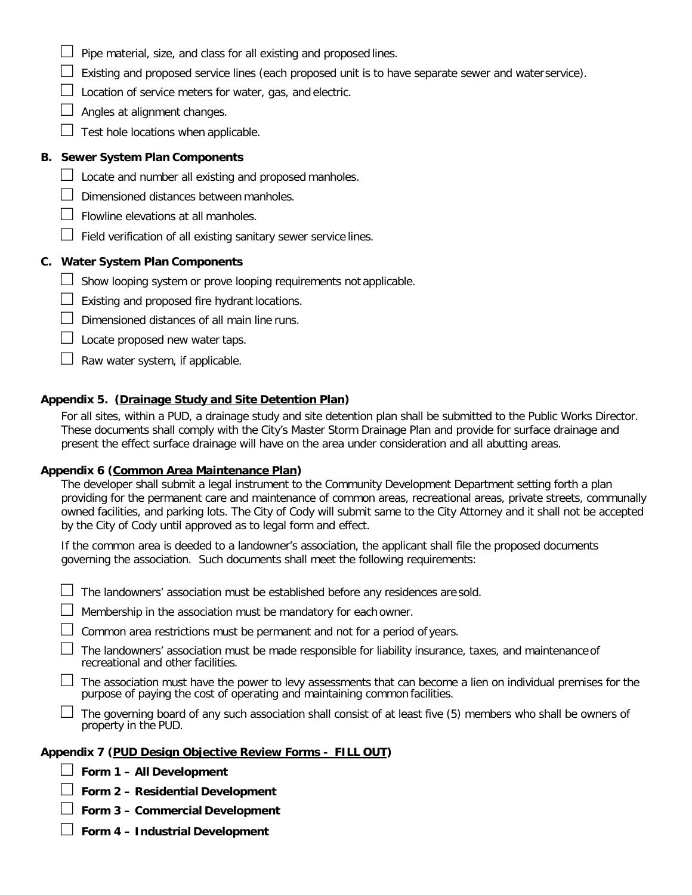- ☐ Pipe material, size, and class for all existing and proposed lines.
- ☐ Existing and proposed service lines (each proposed unit is to have separate sewer and water service).
- ☐ Location of service meters for water, gas, and electric.
- ☐ Angles at alignment changes.
- ☐ Test hole locations when applicable.

**B. Sewer System Plan Components**

- ☐ Locate and number all existing and proposed manholes.
- ☐ Dimensioned distances between manholes.
- ☐ Flowline elevations at all manholes.
- ☐ Field verification of all existing sanitary sewer service lines.

**C. Water System Plan Components**

- ☐ Show looping system or prove looping requirements not applicable.
- ☐ Existing and proposed fire hydrant locations.
- ☐ Dimensioned distances of all main line runs.
- ☐ Locate proposed new water taps.
- ☐ Raw water system, if applicable.

**Appendix 5. (Drainage Study and Site Detention Plan)**

For all sites, within a PUD, a drainage study and site detention plan shall be submitted to the Public Works Director. These documents shall comply with the City's Master Storm Drainage Plan and provide for surface drainage and present the effect surface drainage will have on the area under consideration and all abutting areas.

**Appendix 6 (Common Area Maintenance Plan)**

The developer shall submit a legal instrument to the Community Development Department setting forth a plan providing for the permanent care and maintenance of common areas, recreational areas, private streets, communally owned facilities, and parking lots. The City of Cody will submit same to the City Attorney and it shall not be accepted by the City of Cody until approved as to legal form and effect.

If the common area is deeded to a landowner's association, the applicant shall file the proposed documents governing the association. Such documents shall meet the following requirements:

- ☐ The landowners' association must be established before any residences are sold.
- ☐ Membership in the association must be mandatory for each owner.
- ☐ Common area restrictions must be permanent and not for a period of years.
- ☐ The landowners' association must be made responsible for liability insurance, taxes, and maintenance of recreational and other facilities.
- ☐ The association must have the power to levy assessments that can become a lien on individual premises for the purpose of paying the cost of operating and maintaining common facilities.
- ☐ The governing board of any such association shall consist of at least five (5) members who shall be owners of property in the PUD.

**Appendix 7 (PUD Design Objective Review Forms - FILL OUT)**

- ☐ **Form 1 – All Development**
- ☐ **Form 2 – Residential Development**
- ☐ **Form 3 – Commercial Development**
- ☐ **Form 4 – Industrial Development**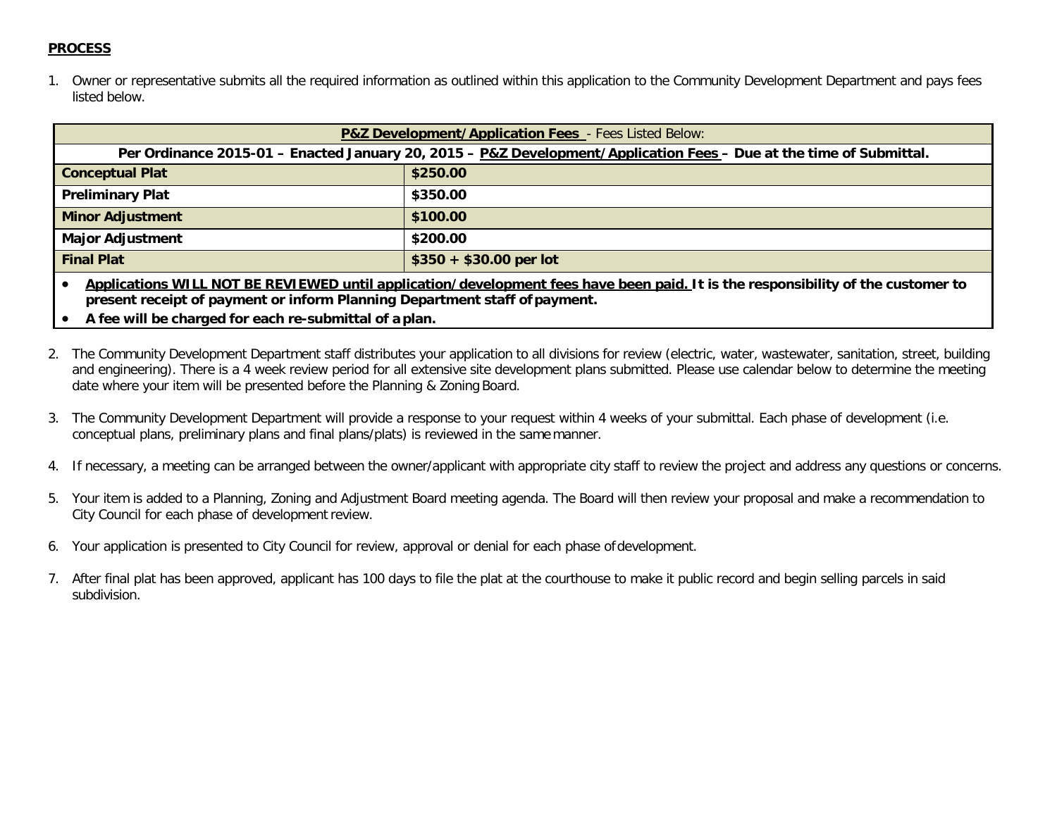**PROCESS**

1. Owner or representative submits all the required information as outlined within this application to the Community Development Department and pays fees listed below.

| **P&Z Development/Application Fees** - Fees Listed Below: | |
|---|---|
| **Per Ordinance 2015-01 – Enacted January 20, 2015 – P&Z Development/Application Fees – Due at the time of Submittal.** | |
| **Conceptual Plat** | **$250.00** |
| **Preliminary Plat** | **$350.00** |
| **Minor Adjustment** | **$100.00** |
| **Major Adjustment** | **$200.00** |
| **Final Plat** | **$350 + $30.00 per lot** |

- **Applications WILL NOT BE REVIEWED until application/development fees have been paid. It is the responsibility of the customer to present receipt of payment or inform Planning Department staff of payment.**
- **A fee will be charged for each re-submittal of a plan.**

2. The Community Development Department staff distributes your application to all divisions for review (electric, water, wastewater, sanitation, street, building and engineering). There is a 4 week review period for all extensive site development plans submitted. Please use calendar below to determine the meeting date where your item will be presented before the Planning & Zoning Board.

3. The Community Development Department will provide a response to your request within 4 weeks of your submittal. Each phase of development (i.e. conceptual plans, preliminary plans and final plans/plats) is reviewed in the same manner.

4. If necessary, a meeting can be arranged between the owner/applicant with appropriate city staff to review the project and address any questions or concerns.

5. Your item is added to a Planning, Zoning and Adjustment Board meeting agenda. The Board will then review your proposal and make a recommendation to City Council for each phase of development review.

6. Your application is presented to City Council for review, approval or denial for each phase of development.

7. After final plat has been approved, applicant has 100 days to file the plat at the courthouse to make it public record and begin selling parcels in said subdivision.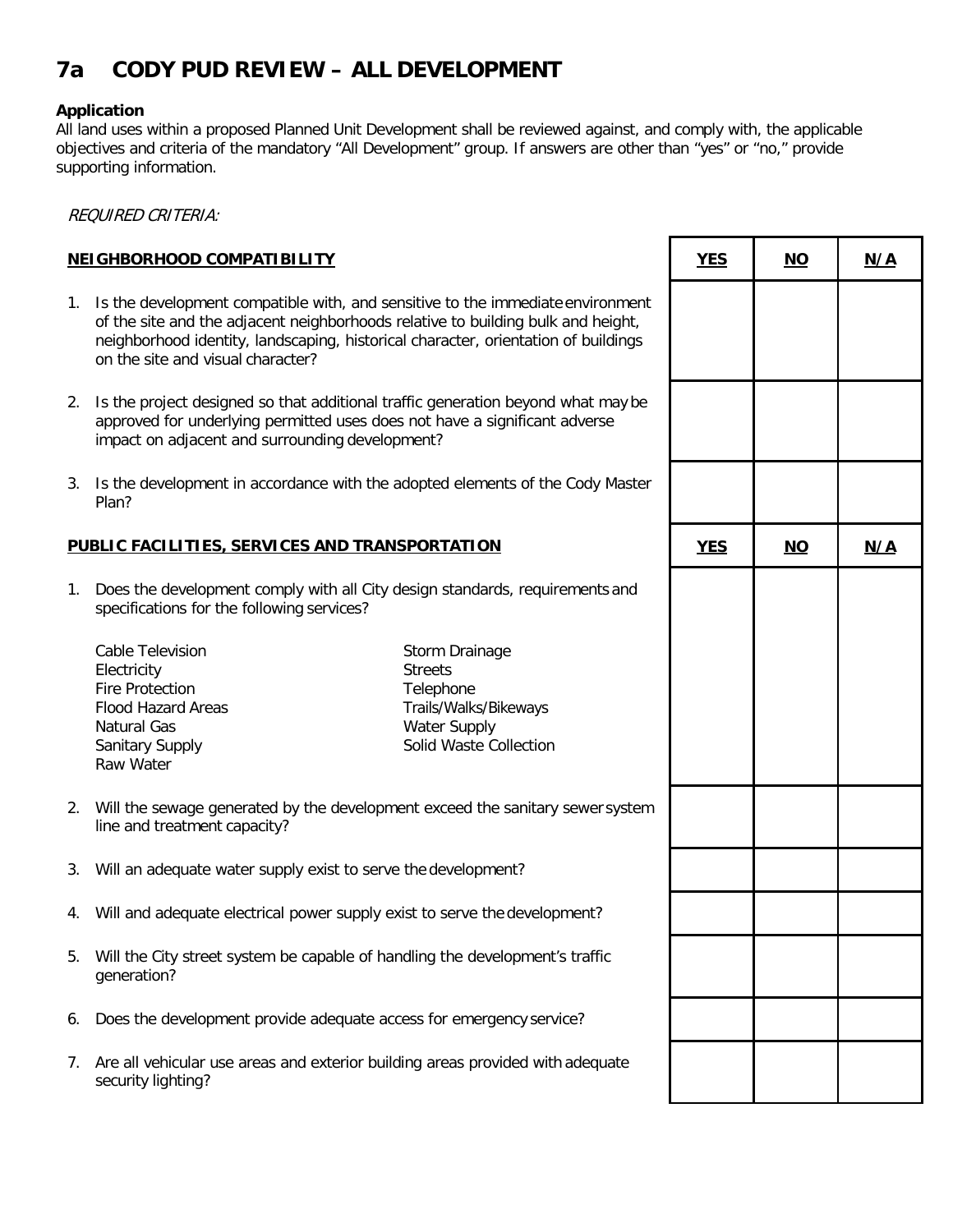# 7a CODY PUD REVIEW – ALL DEVELOPMENT

**Application**
All land uses within a proposed Planned Unit Development shall be reviewed against, and comply with, the applicable objectives and criteria of the mandatory "All Development" group. If answers are other than "yes" or "no," provide supporting information.

*REQUIRED CRITERIA:*

| **NEIGHBORHOOD COMPATIBILITY** | **YES** | **NO** | **N/A** |
|---|---|---|---|
| 1. Is the development compatible with, and sensitive to the immediate environment of the site and the adjacent neighborhoods relative to building bulk and height, neighborhood identity, landscaping, historical character, orientation of buildings on the site and visual character? | | | |
| 2. Is the project designed so that additional traffic generation beyond what may be approved for underlying permitted uses does not have a significant adverse impact on adjacent and surrounding development? | | | |
| 3. Is the development in accordance with the adopted elements of the Cody Master Plan? | | | |

| **PUBLIC FACILITIES, SERVICES AND TRANSPORTATION** | **YES** | **NO** | **N/A** |
|---|---|---|---|
| 1. Does the development comply with all City design standards, requirements and specifications for the following services? Cable Television, Electricity, Fire Protection, Flood Hazard Areas, Natural Gas, Sanitary Supply, Raw Water, Storm Drainage, Streets, Telephone, Trails/Walks/Bikeways, Water Supply, Solid Waste Collection | | | |
| 2. Will the sewage generated by the development exceed the sanitary sewer system line and treatment capacity? | | | |
| 3. Will an adequate water supply exist to serve the development? | | | |
| 4. Will and adequate electrical power supply exist to serve the development? | | | |
| 5. Will the City street system be capable of handling the development's traffic generation? | | | |
| 6. Does the development provide adequate access for emergency service? | | | |
| 7. Are all vehicular use areas and exterior building areas provided with adequate security lighting? | | | |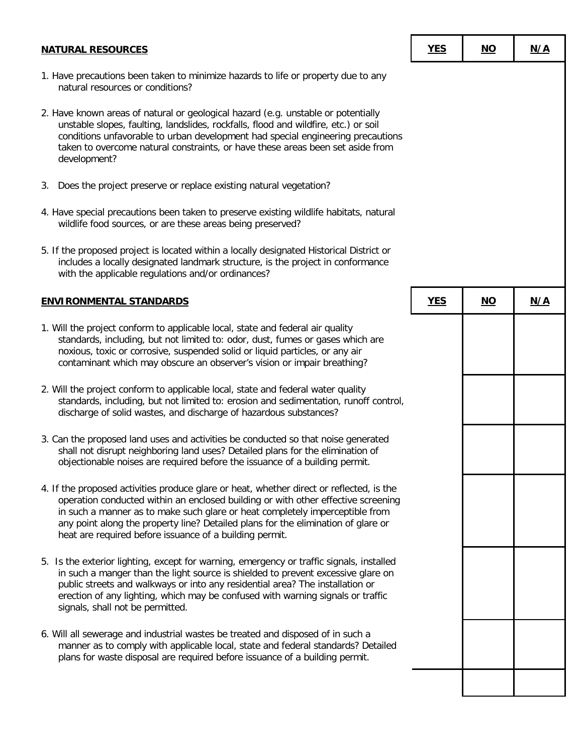| NATURAL RESOURCES | YES | NO | N/A |
|---|---|---|---|
| 1. Have precautions been taken to minimize hazards to life or property due to any natural resources or conditions? | | | |
| 2. Have known areas of natural or geological hazard (e.g. unstable or potentially unstable slopes, faulting, landslides, rockfalls, flood and wildfire, etc.) or soil conditions unfavorable to urban development had special engineering precautions taken to overcome natural constraints, or have these areas been set aside from development? | | | |
| 3. Does the project preserve or replace existing natural vegetation? | | | |
| 4. Have special precautions been taken to preserve existing wildlife habitats, natural wildlife food sources, or are these areas being preserved? | | | |
| 5. If the proposed project is located within a locally designated Historical District or includes a locally designated landmark structure, is the project in conformance with the applicable regulations and/or ordinances? | | | |

| ENVIRONMENTAL STANDARDS | YES | NO | N/A |
|---|---|---|---|
| 1. Will the project conform to applicable local, state and federal air quality standards, including, but not limited to: odor, dust, fumes or gases which are noxious, toxic or corrosive, suspended solid or liquid particles, or any air contaminant which may obscure an observer's vision or impair breathing? | | | |
| 2. Will the project conform to applicable local, state and federal water quality standards, including, but not limited to: erosion and sedimentation, runoff control, discharge of solid wastes, and discharge of hazardous substances? | | | |
| 3. Can the proposed land uses and activities be conducted so that noise generated shall not disrupt neighboring land uses? Detailed plans for the elimination of objectionable noises are required before the issuance of a building permit. | | | |
| 4. If the proposed activities produce glare or heat, whether direct or reflected, is the operation conducted within an enclosed building or with other effective screening in such a manner as to make such glare or heat completely imperceptible from any point along the property line? Detailed plans for the elimination of glare or heat are required before issuance of a building permit. | | | |
| 5. Is the exterior lighting, except for warning, emergency or traffic signals, installed in such a manger than the light source is shielded to prevent excessive glare on public streets and walkways or into any residential area? The installation or erection of any lighting, which may be confused with warning signals or traffic signals, shall not be permitted. | | | |
| 6. Will all sewerage and industrial wastes be treated and disposed of in such a manner as to comply with applicable local, state and federal standards? Detailed plans for waste disposal are required before issuance of a building permit. | | | |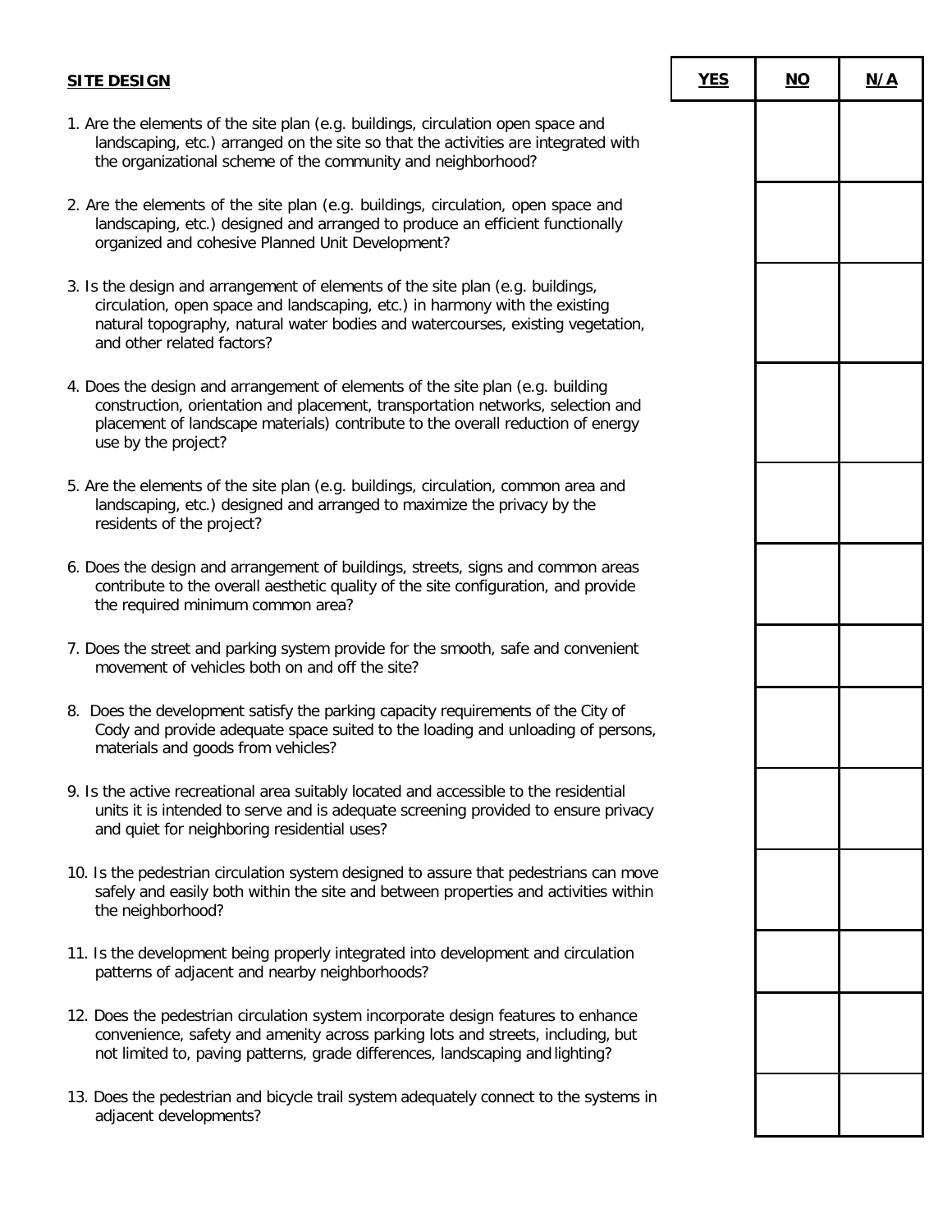| SITE DESIGN | YES | NO | N/A |
|---|---|---|---|
| 1. Are the elements of the site plan (e.g. buildings, circulation open space and landscaping, etc.) arranged on the site so that the activities are integrated with the organizational scheme of the community and neighborhood? | | | |
| 2. Are the elements of the site plan (e.g. buildings, circulation, open space and landscaping, etc.) designed and arranged to produce an efficient functionally organized and cohesive Planned Unit Development? | | | |
| 3. Is the design and arrangement of elements of the site plan (e.g. buildings, circulation, open space and landscaping, etc.) in harmony with the existing natural topography, natural water bodies and watercourses, existing vegetation, and other related factors? | | | |
| 4. Does the design and arrangement of elements of the site plan (e.g. building construction, orientation and placement, transportation networks, selection and placement of landscape materials) contribute to the overall reduction of energy use by the project? | | | |
| 5. Are the elements of the site plan (e.g. buildings, circulation, common area and landscaping, etc.) designed and arranged to maximize the privacy by the residents of the project? | | | |
| 6. Does the design and arrangement of buildings, streets, signs and common areas contribute to the overall aesthetic quality of the site configuration, and provide the required minimum common area? | | | |
| 7. Does the street and parking system provide for the smooth, safe and convenient movement of vehicles both on and off the site? | | | |
| 8. Does the development satisfy the parking capacity requirements of the City of Cody and provide adequate space suited to the loading and unloading of persons, materials and goods from vehicles? | | | |
| 9. Is the active recreational area suitably located and accessible to the residential units it is intended to serve and is adequate screening provided to ensure privacy and quiet for neighboring residential uses? | | | |
| 10. Is the pedestrian circulation system designed to assure that pedestrians can move safely and easily both within the site and between properties and activities within the neighborhood? | | | |
| 11. Is the development being properly integrated into development and circulation patterns of adjacent and nearby neighborhoods? | | | |
| 12. Does the pedestrian circulation system incorporate design features to enhance convenience, safety and amenity across parking lots and streets, including, but not limited to, paving patterns, grade differences, landscaping and lighting? | | | |
| 13. Does the pedestrian and bicycle trail system adequately connect to the systems in adjacent developments? | | | |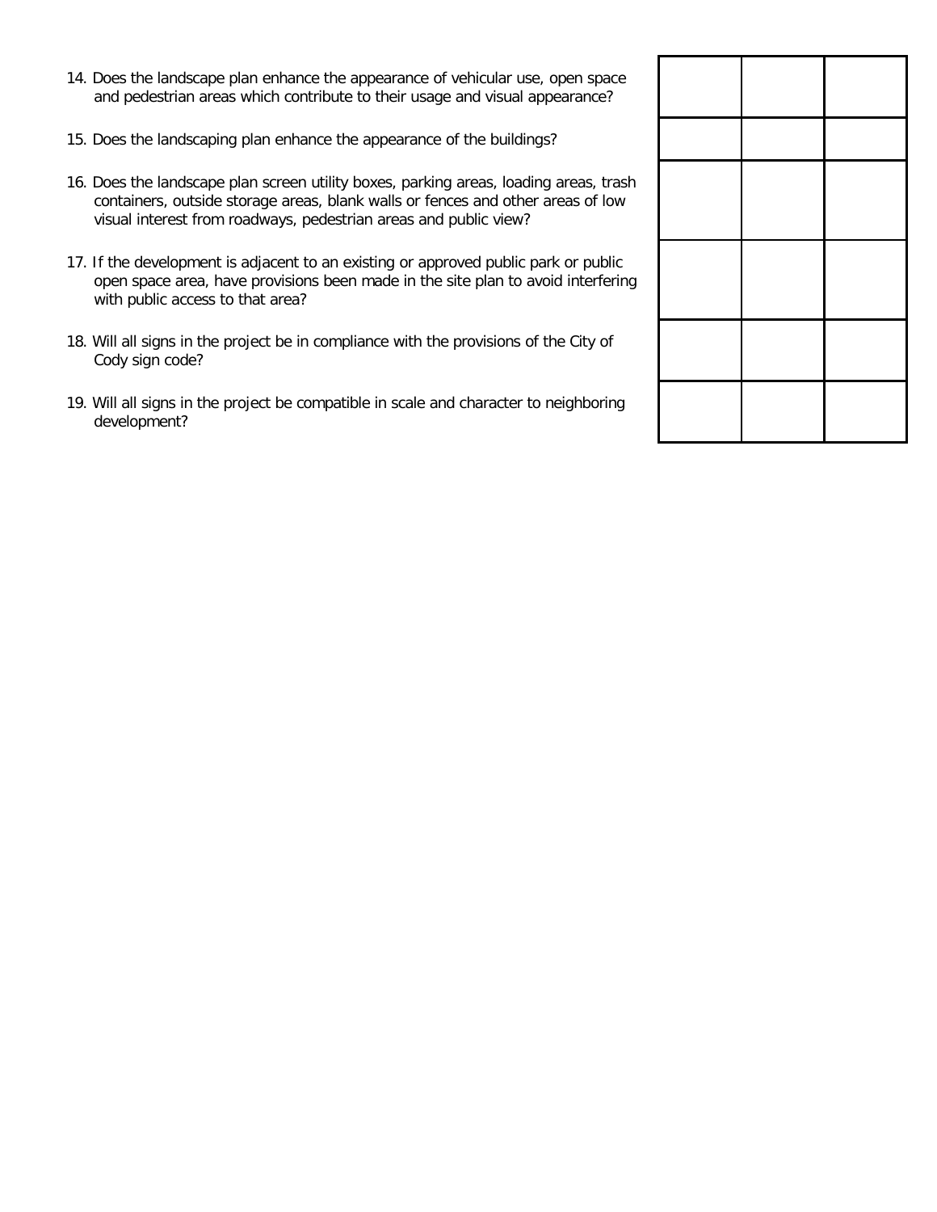| | | | |
|---|---|---|---|
| 14. Does the landscape plan enhance the appearance of vehicular use, open space and pedestrian areas which contribute to their usage and visual appearance? | | | |
| 15. Does the landscaping plan enhance the appearance of the buildings? | | | |
| 16. Does the landscape plan screen utility boxes, parking areas, loading areas, trash containers, outside storage areas, blank walls or fences and other areas of low visual interest from roadways, pedestrian areas and public view? | | | |
| 17. If the development is adjacent to an existing or approved public park or public open space area, have provisions been made in the site plan to avoid interfering with public access to that area? | | | |
| 18. Will all signs in the project be in compliance with the provisions of the City of Cody sign code? | | | |
| 19. Will all signs in the project be compatible in scale and character to neighboring development? | | | |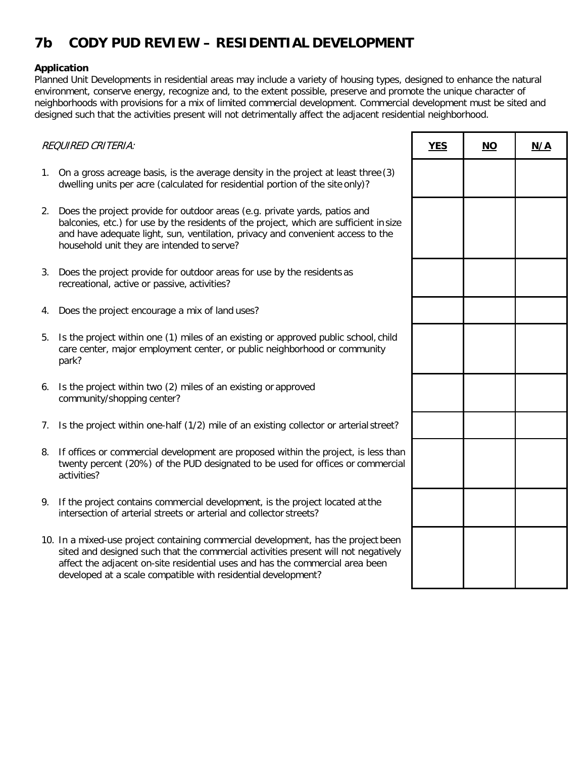# 7b CODY PUD REVIEW – RESIDENTIAL DEVELOPMENT

**Application**
Planned Unit Developments in residential areas may include a variety of housing types, designed to enhance the natural environment, conserve energy, recognize and, to the extent possible, preserve and promote the unique character of neighborhoods with provisions for a mix of limited commercial development. Commercial development must be sited and designed such that the activities present will not detrimentally affect the adjacent residential neighborhood.

| *REQUIRED CRITERIA:* | **YES** | **NO** | **N/A** |
|---|---|---|---|
| 1. On a gross acreage basis, is the average density in the project at least three (3) dwelling units per acre (calculated for residential portion of the site only)? | | | |
| 2. Does the project provide for outdoor areas (e.g. private yards, patios and balconies, etc.) for use by the residents of the project, which are sufficient in size and have adequate light, sun, ventilation, privacy and convenient access to the household unit they are intended to serve? | | | |
| 3. Does the project provide for outdoor areas for use by the residents as recreational, active or passive, activities? | | | |
| 4. Does the project encourage a mix of land uses? | | | |
| 5. Is the project within one (1) miles of an existing or approved public school, child care center, major employment center, or public neighborhood or community park? | | | |
| 6. Is the project within two (2) miles of an existing or approved community/shopping center? | | | |
| 7. Is the project within one-half (1/2) mile of an existing collector or arterial street? | | | |
| 8. If offices or commercial development are proposed within the project, is less than twenty percent (20%) of the PUD designated to be used for offices or commercial activities? | | | |
| 9. If the project contains commercial development, is the project located at the intersection of arterial streets or arterial and collector streets? | | | |
| 10. In a mixed-use project containing commercial development, has the project been sited and designed such that the commercial activities present will not negatively affect the adjacent on-site residential uses and has the commercial area been developed at a scale compatible with residential development? | | | |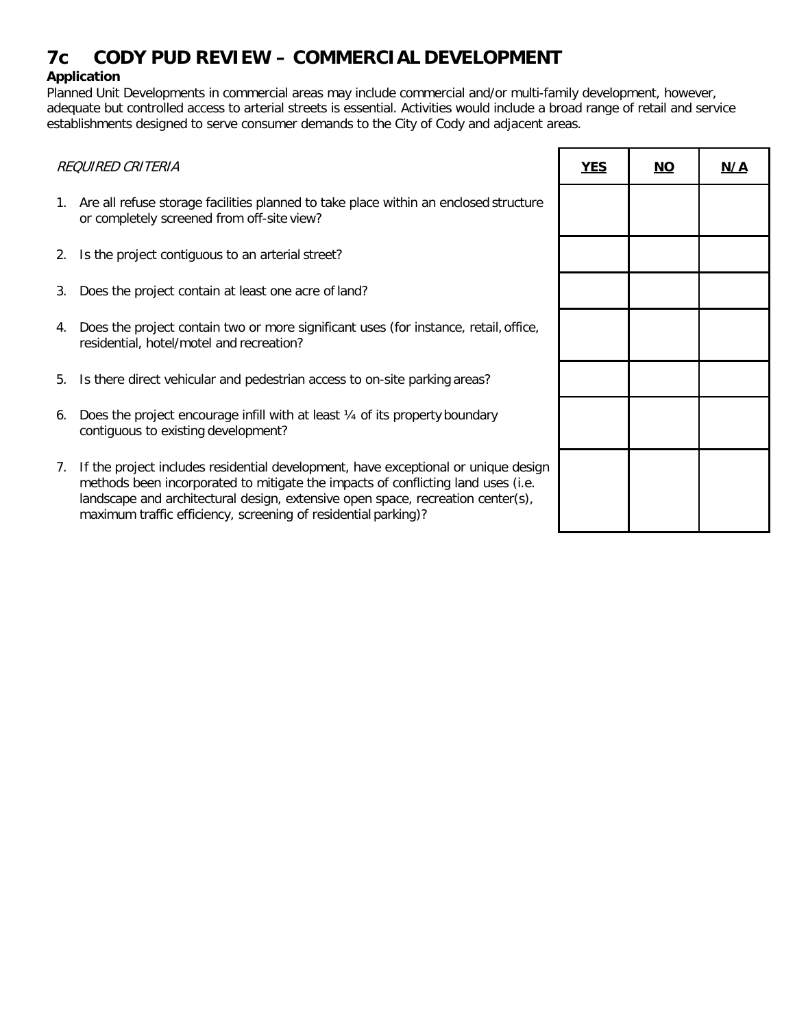# 7c CODY PUD REVIEW – COMMERCIAL DEVELOPMENT

**Application**

Planned Unit Developments in commercial areas may include commercial and/or multi-family development, however, adequate but controlled access to arterial streets is essential. Activities would include a broad range of retail and service establishments designed to serve consumer demands to the City of Cody and adjacent areas.

| *REQUIRED CRITERIA* | **YES** | **NO** | **N/A** |
|---|---|---|---|
| 1. Are all refuse storage facilities planned to take place within an enclosed structure or completely screened from off-site view? | | | |
| 2. Is the project contiguous to an arterial street? | | | |
| 3. Does the project contain at least one acre of land? | | | |
| 4. Does the project contain two or more significant uses (for instance, retail, office, residential, hotel/motel and recreation? | | | |
| 5. Is there direct vehicular and pedestrian access to on-site parking areas? | | | |
| 6. Does the project encourage infill with at least ¼ of its property boundary contiguous to existing development? | | | |
| 7. If the project includes residential development, have exceptional or unique design methods been incorporated to mitigate the impacts of conflicting land uses (i.e. landscape and architectural design, extensive open space, recreation center(s), maximum traffic efficiency, screening of residential parking)? | | | |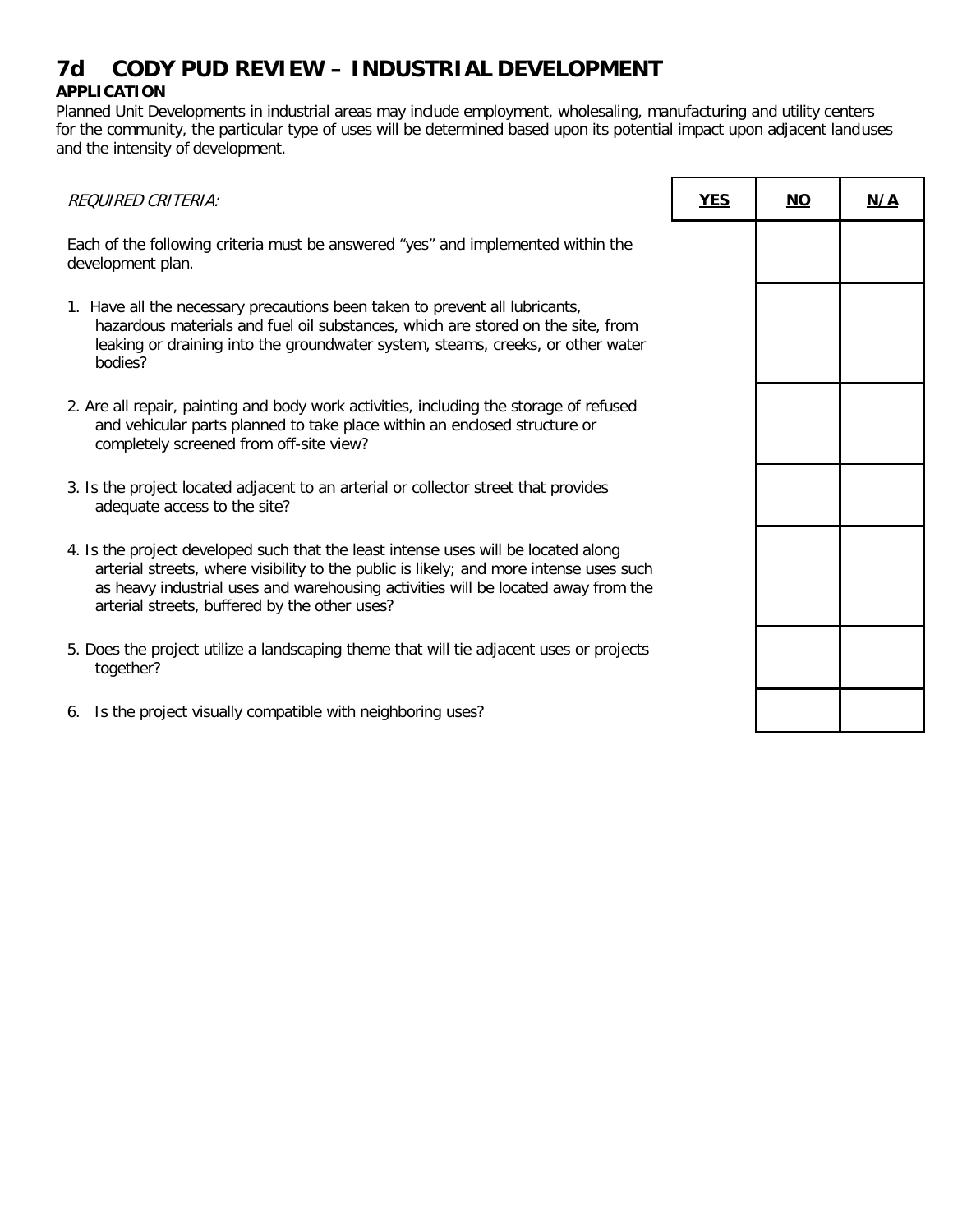# 7d CODY PUD REVIEW – INDUSTRIAL DEVELOPMENT

**APPLICATION**

Planned Unit Developments in industrial areas may include employment, wholesaling, manufacturing and utility centers for the community, the particular type of uses will be determined based upon its potential impact upon adjacent landuses and the intensity of development.

| *REQUIRED CRITERIA:* | **YES** | **NO** | **N/A** |
|---|---|---|---|
| Each of the following criteria must be answered "yes" and implemented within the development plan. | | | |
| 1. Have all the necessary precautions been taken to prevent all lubricants, hazardous materials and fuel oil substances, which are stored on the site, from leaking or draining into the groundwater system, steams, creeks, or other water bodies? | | | |
| 2. Are all repair, painting and body work activities, including the storage of refused and vehicular parts planned to take place within an enclosed structure or completely screened from off-site view? | | | |
| 3. Is the project located adjacent to an arterial or collector street that provides adequate access to the site? | | | |
| 4. Is the project developed such that the least intense uses will be located along arterial streets, where visibility to the public is likely; and more intense uses such as heavy industrial uses and warehousing activities will be located away from the arterial streets, buffered by the other uses? | | | |
| 5. Does the project utilize a landscaping theme that will tie adjacent uses or projects together? | | | |
| 6. Is the project visually compatible with neighboring uses? | | | |